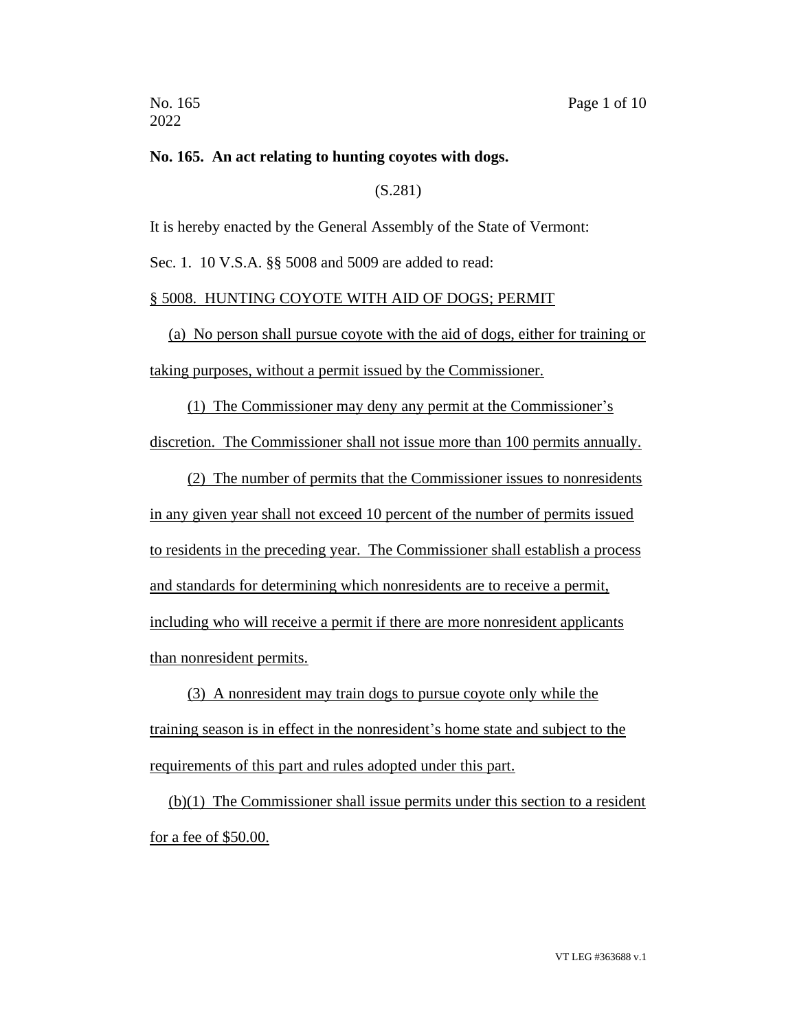**No. 165. An act relating to hunting coyotes with dogs.**

(S.281)

It is hereby enacted by the General Assembly of the State of Vermont:

Sec. 1. 10 V.S.A. §§ 5008 and 5009 are added to read:

§ 5008. HUNTING COYOTE WITH AID OF DOGS; PERMIT

(a) No person shall pursue coyote with the aid of dogs, either for training or taking purposes, without a permit issued by the Commissioner.

(1) The Commissioner may deny any permit at the Commissioner's discretion. The Commissioner shall not issue more than 100 permits annually.

(2) The number of permits that the Commissioner issues to nonresidents in any given year shall not exceed 10 percent of the number of permits issued to residents in the preceding year. The Commissioner shall establish a process and standards for determining which nonresidents are to receive a permit, including who will receive a permit if there are more nonresident applicants than nonresident permits.

(3) A nonresident may train dogs to pursue coyote only while the training season is in effect in the nonresident's home state and subject to the requirements of this part and rules adopted under this part.

(b)(1) The Commissioner shall issue permits under this section to a resident for a fee of $50.00.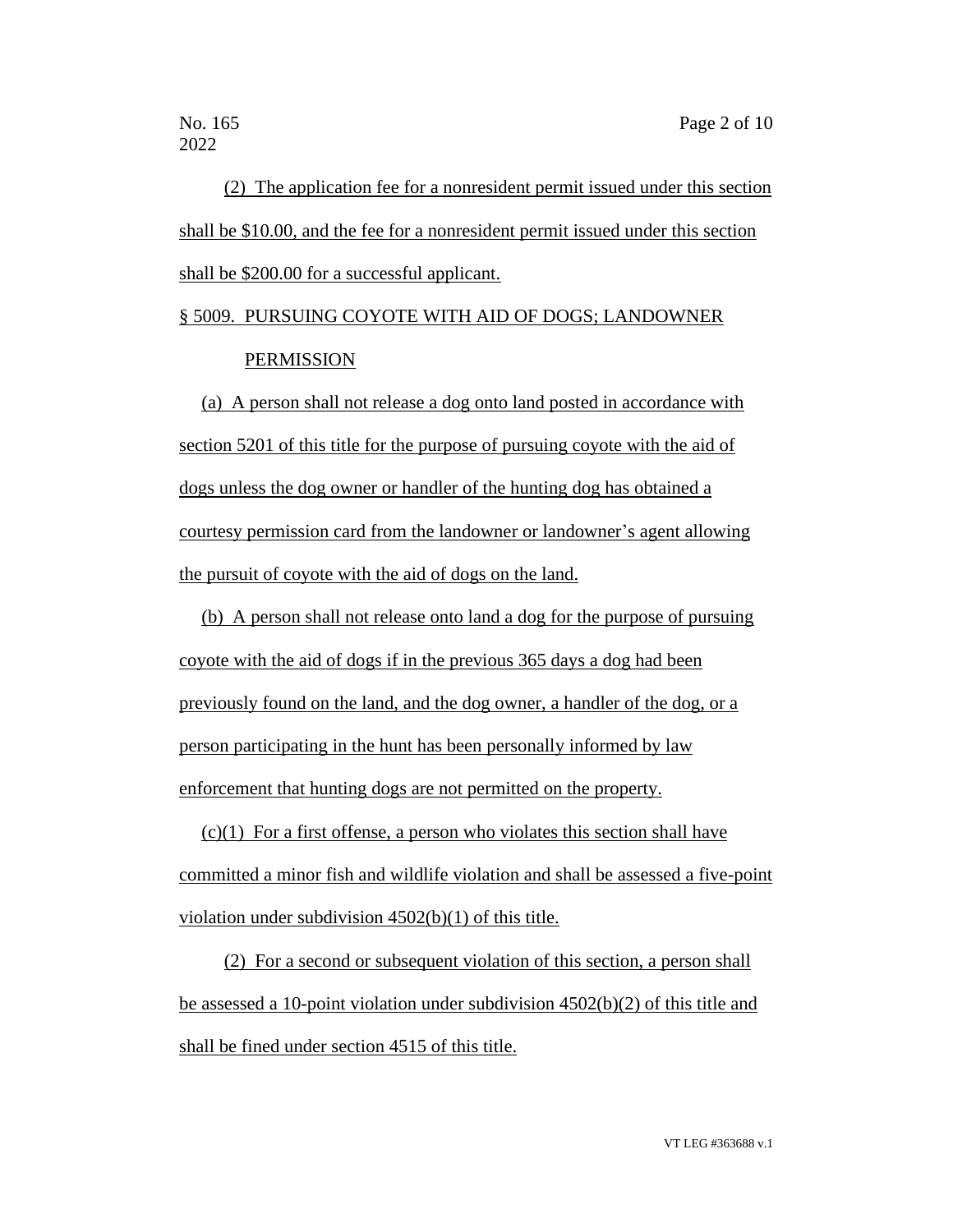(2) The application fee for a nonresident permit issued under this section shall be $10.00, and the fee for a nonresident permit issued under this section shall be $200.00 for a successful applicant.

§ 5009. PURSUING COYOTE WITH AID OF DOGS; LANDOWNER PERMISSION

(a) A person shall not release a dog onto land posted in accordance with section 5201 of this title for the purpose of pursuing coyote with the aid of dogs unless the dog owner or handler of the hunting dog has obtained a courtesy permission card from the landowner or landowner's agent allowing the pursuit of coyote with the aid of dogs on the land.

(b) A person shall not release onto land a dog for the purpose of pursuing coyote with the aid of dogs if in the previous 365 days a dog had been previously found on the land, and the dog owner, a handler of the dog, or a person participating in the hunt has been personally informed by law enforcement that hunting dogs are not permitted on the property.

(c)(1) For a first offense, a person who violates this section shall have committed a minor fish and wildlife violation and shall be assessed a five-point violation under subdivision 4502(b)(1) of this title.

(2) For a second or subsequent violation of this section, a person shall be assessed a 10-point violation under subdivision 4502(b)(2) of this title and shall be fined under section 4515 of this title.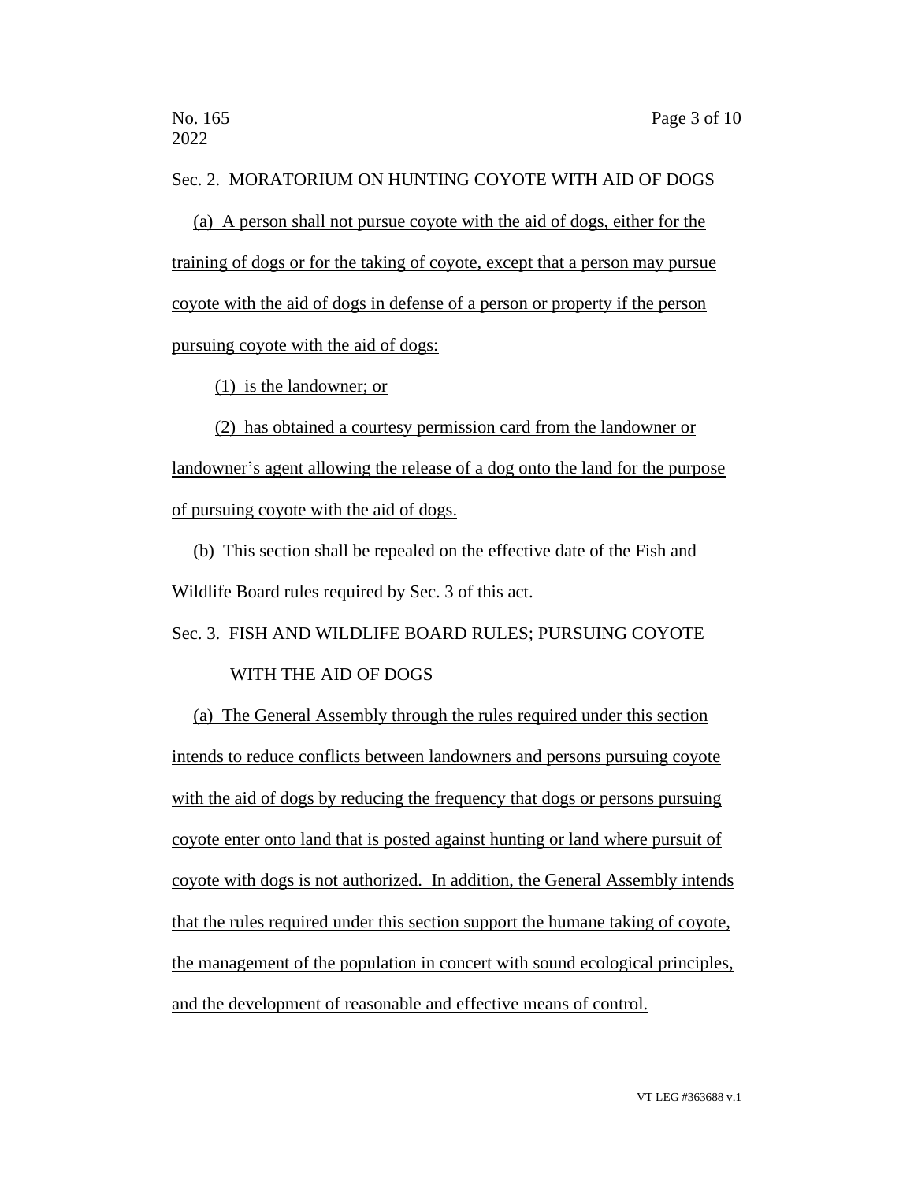Sec. 2. MORATORIUM ON HUNTING COYOTE WITH AID OF DOGS

(a) A person shall not pursue coyote with the aid of dogs, either for the training of dogs or for the taking of coyote, except that a person may pursue coyote with the aid of dogs in defense of a person or property if the person pursuing coyote with the aid of dogs:

(1) is the landowner; or

(2) has obtained a courtesy permission card from the landowner or landowner's agent allowing the release of a dog onto the land for the purpose of pursuing coyote with the aid of dogs.

(b) This section shall be repealed on the effective date of the Fish and Wildlife Board rules required by Sec. 3 of this act.

Sec. 3. FISH AND WILDLIFE BOARD RULES; PURSUING COYOTE WITH THE AID OF DOGS

(a) The General Assembly through the rules required under this section intends to reduce conflicts between landowners and persons pursuing coyote with the aid of dogs by reducing the frequency that dogs or persons pursuing coyote enter onto land that is posted against hunting or land where pursuit of coyote with dogs is not authorized. In addition, the General Assembly intends that the rules required under this section support the humane taking of coyote, the management of the population in concert with sound ecological principles, and the development of reasonable and effective means of control.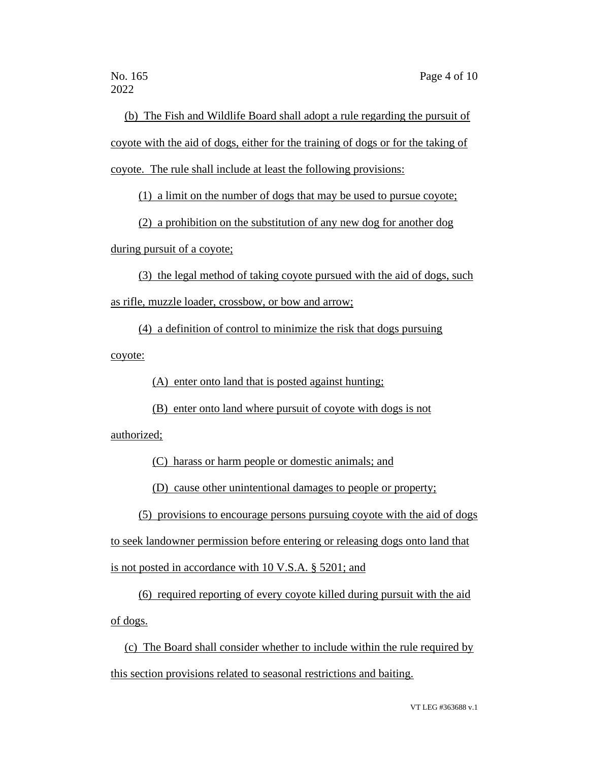(b) The Fish and Wildlife Board shall adopt a rule regarding the pursuit of coyote with the aid of dogs, either for the training of dogs or for the taking of coyote. The rule shall include at least the following provisions:

(1) a limit on the number of dogs that may be used to pursue coyote;

(2) a prohibition on the substitution of any new dog for another dog during pursuit of a coyote;

(3) the legal method of taking coyote pursued with the aid of dogs, such as rifle, muzzle loader, crossbow, or bow and arrow;

(4) a definition of control to minimize the risk that dogs pursuing coyote:

(A) enter onto land that is posted against hunting;

(B) enter onto land where pursuit of coyote with dogs is not authorized;

(C) harass or harm people or domestic animals; and

(D) cause other unintentional damages to people or property;

(5) provisions to encourage persons pursuing coyote with the aid of dogs to seek landowner permission before entering or releasing dogs onto land that is not posted in accordance with 10 V.S.A. § 5201; and

(6) required reporting of every coyote killed during pursuit with the aid of dogs.

(c) The Board shall consider whether to include within the rule required by this section provisions related to seasonal restrictions and baiting.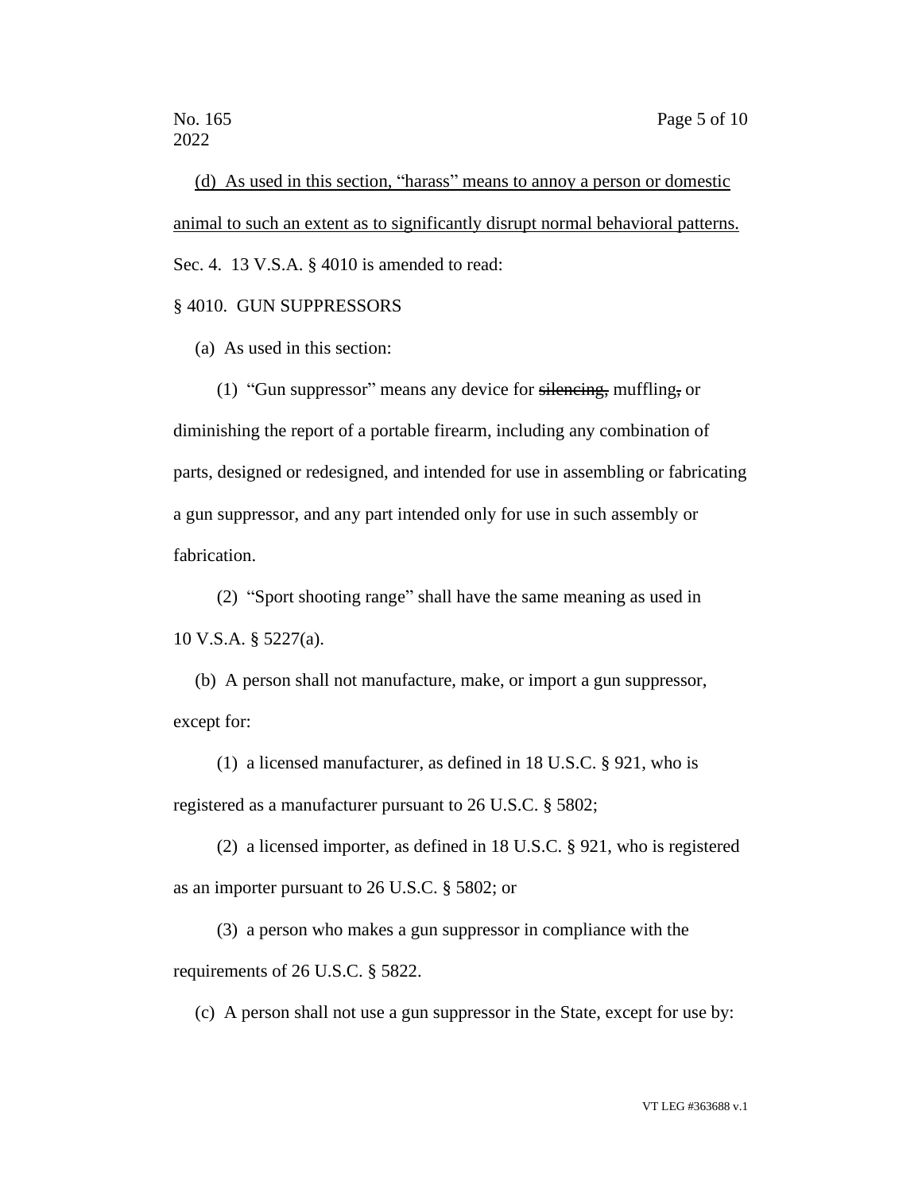<u>(d) As used in this section, "harass" means to annoy a person or domestic animal to such an extent as to significantly disrupt normal behavioral patterns.</u>

Sec. 4. 13 V.S.A. § 4010 is amended to read:

§ 4010. GUN SUPPRESSORS

(a) As used in this section:

(1) "Gun suppressor" means any device for ~~silencing,~~ muffling~~,~~ or diminishing the report of a portable firearm, including any combination of parts, designed or redesigned, and intended for use in assembling or fabricating a gun suppressor, and any part intended only for use in such assembly or fabrication.

(2) "Sport shooting range" shall have the same meaning as used in 10 V.S.A. § 5227(a).

(b) A person shall not manufacture, make, or import a gun suppressor, except for:

(1) a licensed manufacturer, as defined in 18 U.S.C. § 921, who is registered as a manufacturer pursuant to 26 U.S.C. § 5802;

(2) a licensed importer, as defined in 18 U.S.C. § 921, who is registered as an importer pursuant to 26 U.S.C. § 5802; or

(3) a person who makes a gun suppressor in compliance with the requirements of 26 U.S.C. § 5822.

(c) A person shall not use a gun suppressor in the State, except for use by: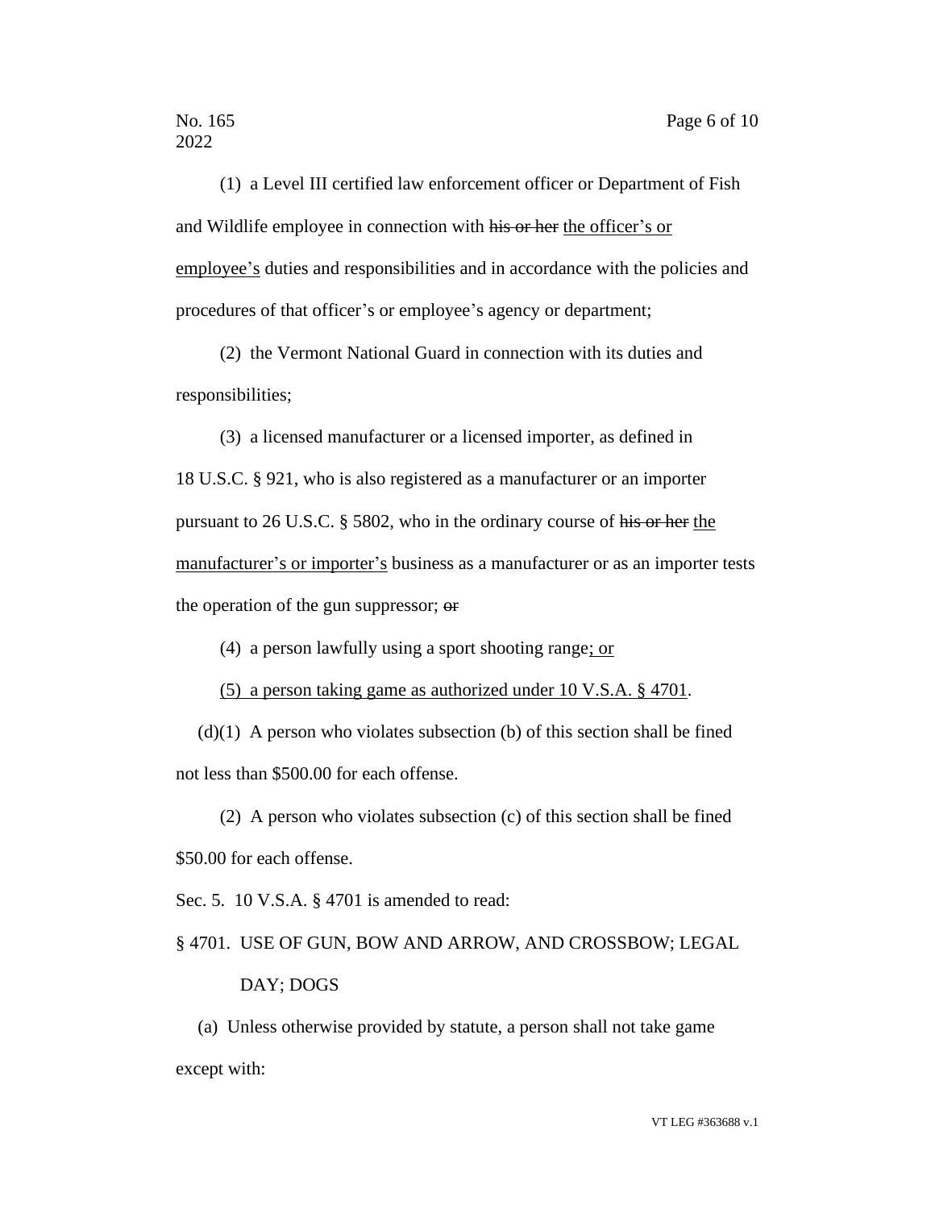(1) a Level III certified law enforcement officer or Department of Fish and Wildlife employee in connection with ~~his or her~~ <u>the officer's or employee's</u> duties and responsibilities and in accordance with the policies and procedures of that officer's or employee's agency or department;

(2) the Vermont National Guard in connection with its duties and responsibilities;

(3) a licensed manufacturer or a licensed importer, as defined in 18 U.S.C. § 921, who is also registered as a manufacturer or an importer pursuant to 26 U.S.C. § 5802, who in the ordinary course of ~~his or her~~ <u>the manufacturer's or importer's</u> business as a manufacturer or as an importer tests the operation of the gun suppressor; ~~or~~

(4) a person lawfully using a sport shooting range<u>; or</u>

<u>(5) a person taking game as authorized under 10 V.S.A. § 4701</u>.

(d)(1) A person who violates subsection (b) of this section shall be fined not less than $500.00 for each offense.

(2) A person who violates subsection (c) of this section shall be fined $50.00 for each offense.

Sec. 5. 10 V.S.A. § 4701 is amended to read:

§ 4701. USE OF GUN, BOW AND ARROW, AND CROSSBOW; LEGAL DAY; DOGS

(a) Unless otherwise provided by statute, a person shall not take game except with: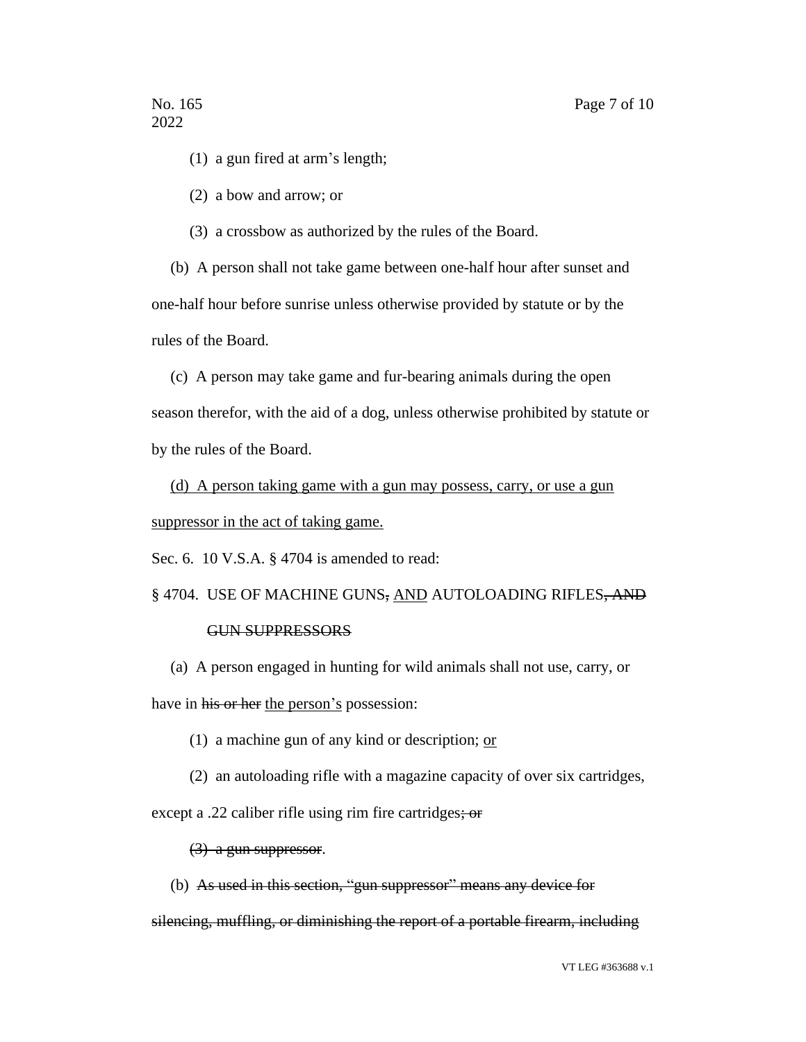(1) a gun fired at arm's length;

(2) a bow and arrow; or

(3) a crossbow as authorized by the rules of the Board.

(b) A person shall not take game between one-half hour after sunset and one-half hour before sunrise unless otherwise provided by statute or by the rules of the Board.

(c) A person may take game and fur-bearing animals during the open season therefor, with the aid of a dog, unless otherwise prohibited by statute or by the rules of the Board.

<u>(d) A person taking game with a gun may possess, carry, or use a gun suppressor in the act of taking game.</u>

Sec. 6. 10 V.S.A. § 4704 is amended to read:

§ 4704. USE OF MACHINE GUNS~~,~~ <u>AND</u> AUTOLOADING RIFLES~~, AND GUN SUPPRESSORS~~

(a) A person engaged in hunting for wild animals shall not use, carry, or have in ~~his or her~~ <u>the person's</u> possession:

(1) a machine gun of any kind or description; <u>or</u>

(2) an autoloading rifle with a magazine capacity of over six cartridges, except a .22 caliber rifle using rim fire cartridges~~; or~~

~~(3) a gun suppressor~~.

(b) ~~As used in this section, "gun suppressor" means any device for silencing, muffling, or diminishing the report of a portable firearm, including~~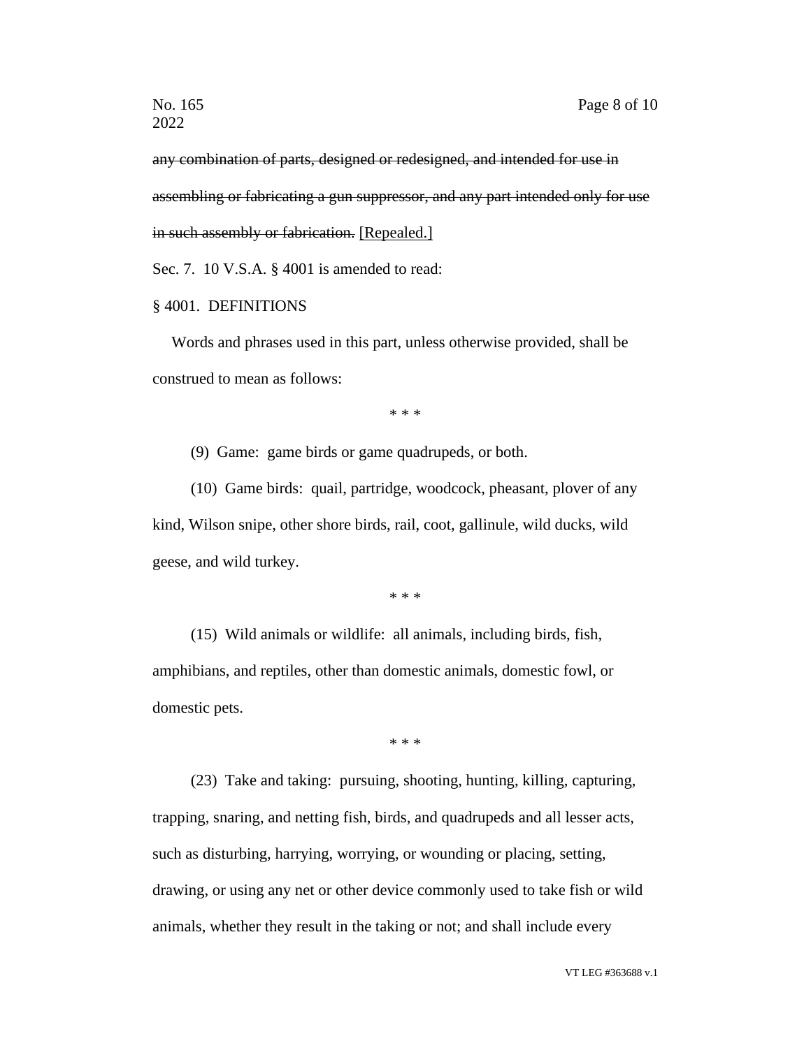~~any combination of parts, designed or redesigned, and intended for use in assembling or fabricating a gun suppressor, and any part intended only for use in such assembly or fabrication.~~ <u>[Repealed.]</u>

Sec. 7. 10 V.S.A. § 4001 is amended to read:

§ 4001. DEFINITIONS

Words and phrases used in this part, unless otherwise provided, shall be construed to mean as follows:

\* \* \*

(9) Game: game birds or game quadrupeds, or both.

(10) Game birds: quail, partridge, woodcock, pheasant, plover of any kind, Wilson snipe, other shore birds, rail, coot, gallinule, wild ducks, wild geese, and wild turkey.

\* \* \*

(15) Wild animals or wildlife: all animals, including birds, fish, amphibians, and reptiles, other than domestic animals, domestic fowl, or domestic pets.

\* \* \*

(23) Take and taking: pursuing, shooting, hunting, killing, capturing, trapping, snaring, and netting fish, birds, and quadrupeds and all lesser acts, such as disturbing, harrying, worrying, or wounding or placing, setting, drawing, or using any net or other device commonly used to take fish or wild animals, whether they result in the taking or not; and shall include every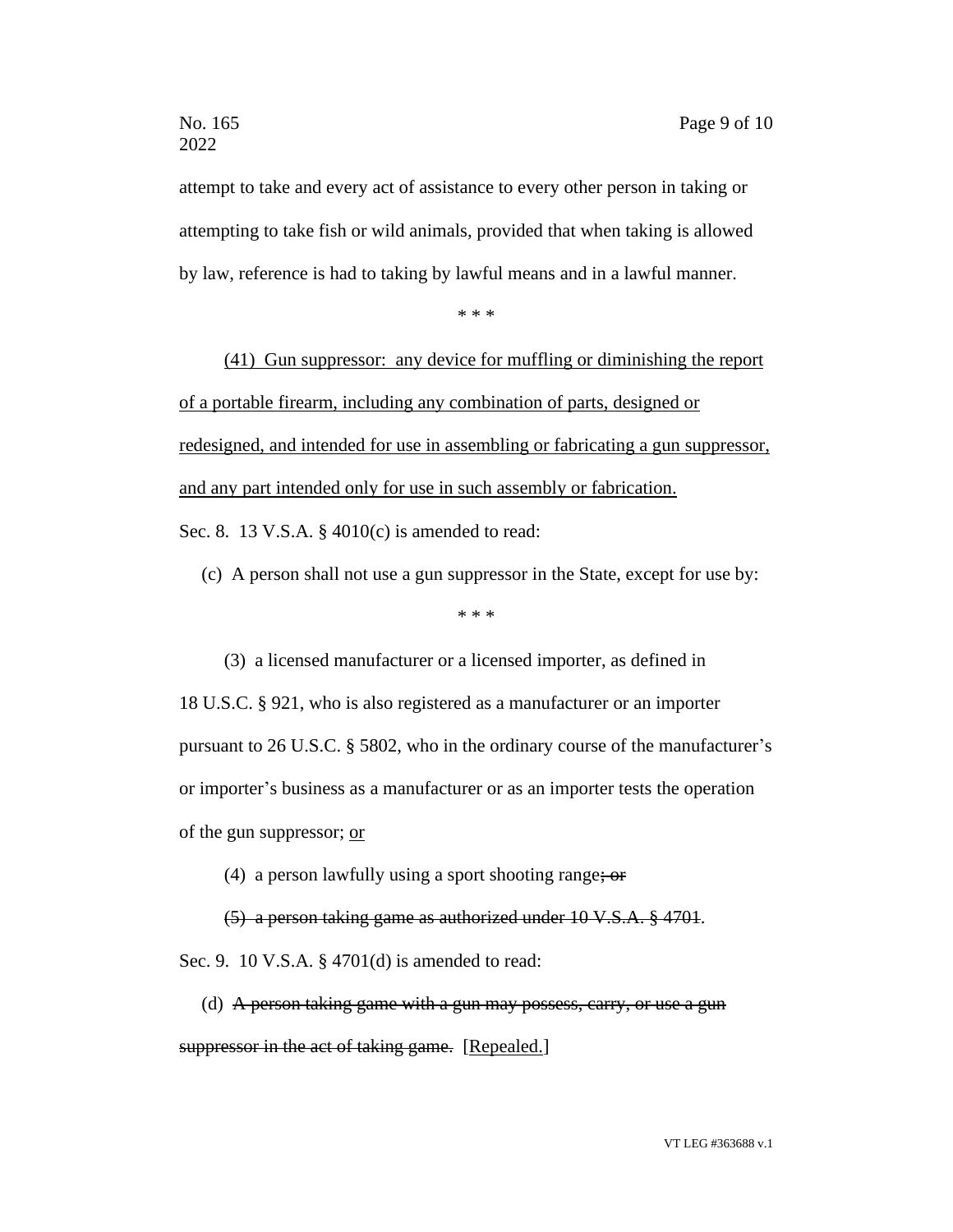attempt to take and every act of assistance to every other person in taking or attempting to take fish or wild animals, provided that when taking is allowed by law, reference is had to taking by lawful means and in a lawful manner.

\* \* \*

(41) <u>Gun suppressor: any device for muffling or diminishing the report of a portable firearm, including any combination of parts, designed or redesigned, and intended for use in assembling or fabricating a gun suppressor, and any part intended only for use in such assembly or fabrication.</u>

Sec. 8. 13 V.S.A. § 4010(c) is amended to read:

(c) A person shall not use a gun suppressor in the State, except for use by:

\* \* \*

(3) a licensed manufacturer or a licensed importer, as defined in 18 U.S.C. § 921, who is also registered as a manufacturer or an importer pursuant to 26 U.S.C. § 5802, who in the ordinary course of the manufacturer's or importer's business as a manufacturer or as an importer tests the operation of the gun suppressor; <u>or</u>

(4) a person lawfully using a sport shooting range~~; or~~

~~(5) a person taking game as authorized under 10 V.S.A. § 4701~~.

Sec. 9. 10 V.S.A. § 4701(d) is amended to read:

(d) ~~A person taking game with a gun may possess, carry, or use a gun suppressor in the act of taking game.~~ [<u>Repealed.</u>]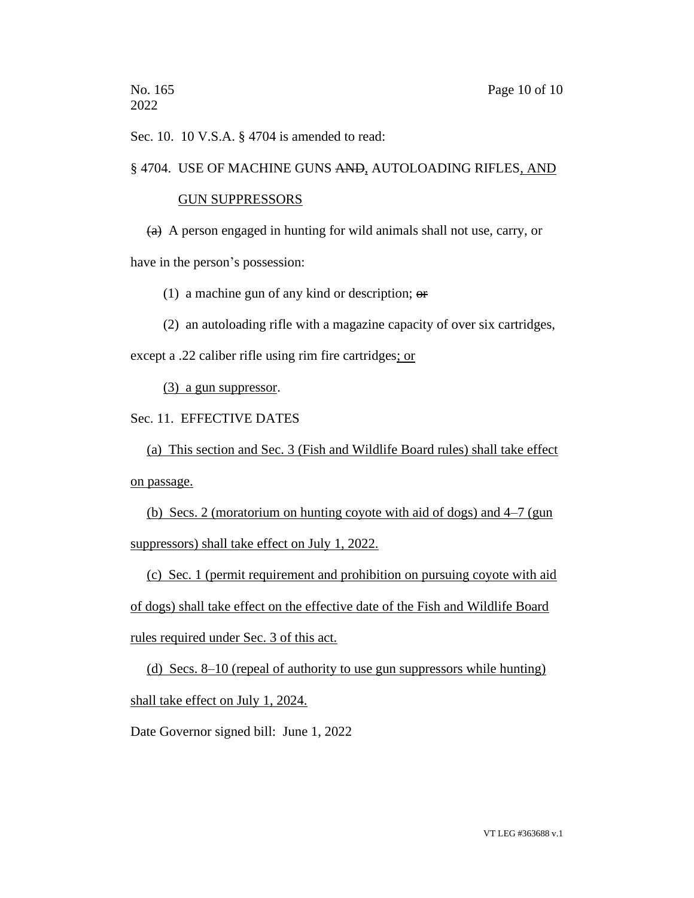Sec. 10. 10 V.S.A. § 4704 is amended to read:

§ 4704. USE OF MACHINE GUNS ~~AND~~, AUTOLOADING RIFLES, AND GUN SUPPRESSORS

~~(a)~~ A person engaged in hunting for wild animals shall not use, carry, or have in the person's possession:

(1) a machine gun of any kind or description; ~~or~~

(2) an autoloading rifle with a magazine capacity of over six cartridges, except a .22 caliber rifle using rim fire cartridges; or

(3) a gun suppressor.

Sec. 11. EFFECTIVE DATES

(a) This section and Sec. 3 (Fish and Wildlife Board rules) shall take effect on passage.

(b) Secs. 2 (moratorium on hunting coyote with aid of dogs) and 4–7 (gun suppressors) shall take effect on July 1, 2022.

(c) Sec. 1 (permit requirement and prohibition on pursuing coyote with aid of dogs) shall take effect on the effective date of the Fish and Wildlife Board rules required under Sec. 3 of this act.

(d) Secs. 8–10 (repeal of authority to use gun suppressors while hunting) shall take effect on July 1, 2024.

Date Governor signed bill: June 1, 2022